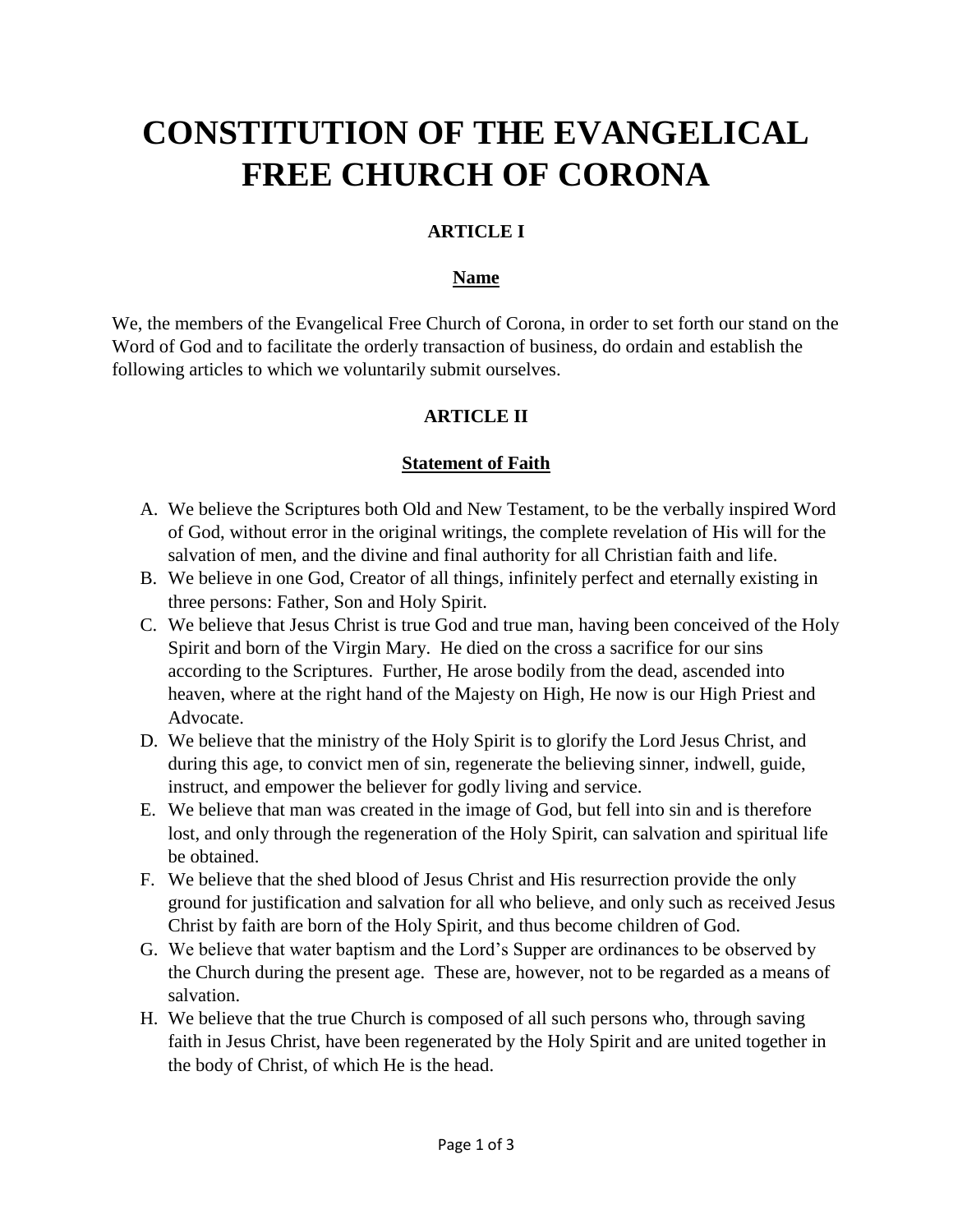# CONSTITUTION OF THE EVANGELICAL FREE CHURCH OF CORONA

## ARTICLE I

### Name

We, the members of the Evangelical Free Church of Corona, in order to set forth our stand on the Word of God and to facilitate the orderly transaction of business, do ordain and establish the following articles to which we voluntarily submit ourselves.

## ARTICLE II

### Statement of Faith

A. We believe the Scriptures both Old and New Testament, to be the verbally inspired Word of God, without error in the original writings, the complete revelation of His will for the salvation of men, and the divine and final authority for all Christian faith and life.

B. We believe in one God, Creator of all things, infinitely perfect and eternally existing in three persons: Father, Son and Holy Spirit.

C. We believe that Jesus Christ is true God and true man, having been conceived of the Holy Spirit and born of the Virgin Mary. He died on the cross a sacrifice for our sins according to the Scriptures. Further, He arose bodily from the dead, ascended into heaven, where at the right hand of the Majesty on High, He now is our High Priest and Advocate.

D. We believe that the ministry of the Holy Spirit is to glorify the Lord Jesus Christ, and during this age, to convict men of sin, regenerate the believing sinner, indwell, guide, instruct, and empower the believer for godly living and service.

E. We believe that man was created in the image of God, but fell into sin and is therefore lost, and only through the regeneration of the Holy Spirit, can salvation and spiritual life be obtained.

F. We believe that the shed blood of Jesus Christ and His resurrection provide the only ground for justification and salvation for all who believe, and only such as received Jesus Christ by faith are born of the Holy Spirit, and thus become children of God.

G. We believe that water baptism and the Lord's Supper are ordinances to be observed by the Church during the present age. These are, however, not to be regarded as a means of salvation.

H. We believe that the true Church is composed of all such persons who, through saving faith in Jesus Christ, have been regenerated by the Holy Spirit and are united together in the body of Christ, of which He is the head.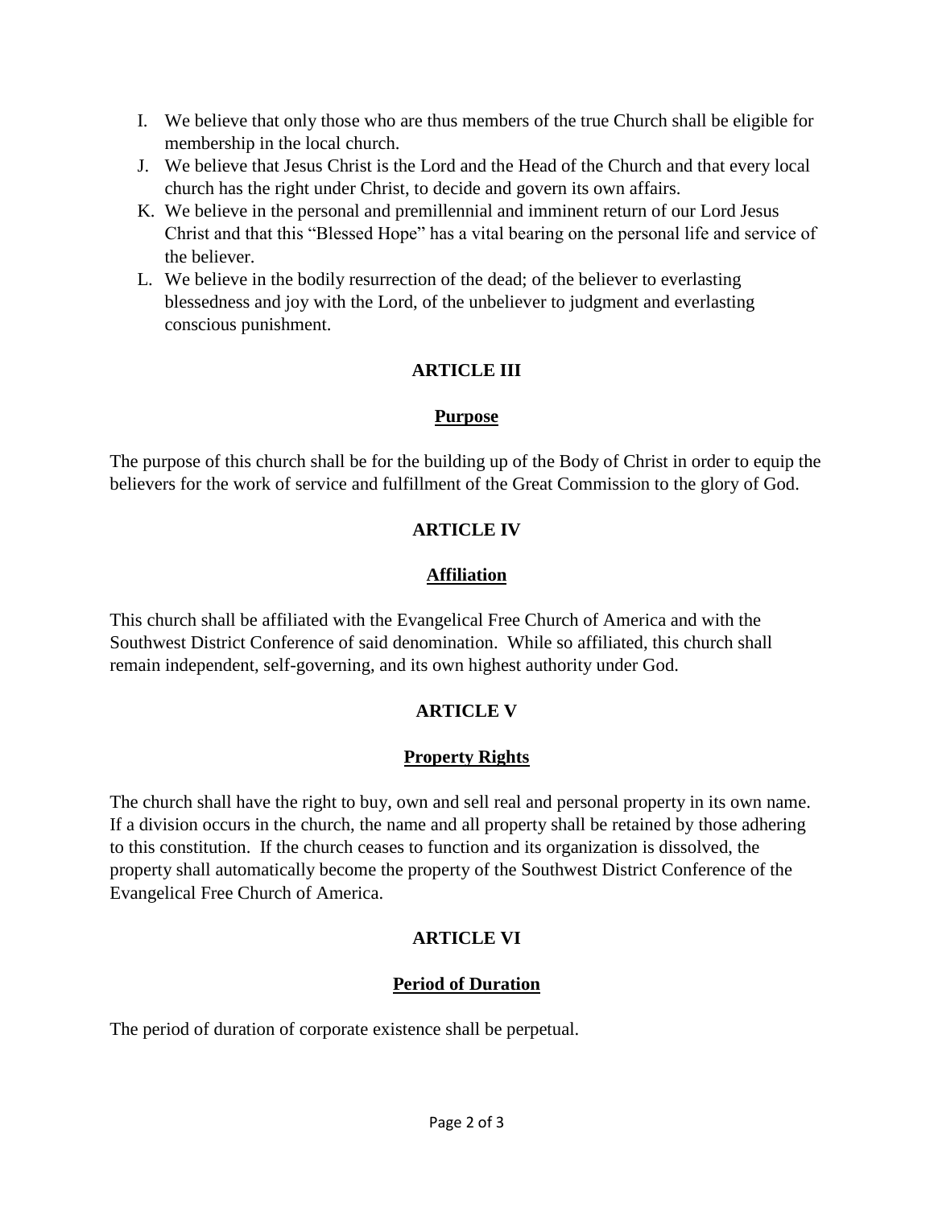I. We believe that only those who are thus members of the true Church shall be eligible for membership in the local church.
J. We believe that Jesus Christ is the Lord and the Head of the Church and that every local church has the right under Christ, to decide and govern its own affairs.
K. We believe in the personal and premillennial and imminent return of our Lord Jesus Christ and that this "Blessed Hope" has a vital bearing on the personal life and service of the believer.
L. We believe in the bodily resurrection of the dead; of the believer to everlasting blessedness and joy with the Lord, of the unbeliever to judgment and everlasting conscious punishment.

## ARTICLE III

### Purpose

The purpose of this church shall be for the building up of the Body of Christ in order to equip the believers for the work of service and fulfillment of the Great Commission to the glory of God.

## ARTICLE IV

### Affiliation

This church shall be affiliated with the Evangelical Free Church of America and with the Southwest District Conference of said denomination. While so affiliated, this church shall remain independent, self-governing, and its own highest authority under God.

## ARTICLE V

### Property Rights

The church shall have the right to buy, own and sell real and personal property in its own name. If a division occurs in the church, the name and all property shall be retained by those adhering to this constitution. If the church ceases to function and its organization is dissolved, the property shall automatically become the property of the Southwest District Conference of the Evangelical Free Church of America.

## ARTICLE VI

### Period of Duration

The period of duration of corporate existence shall be perpetual.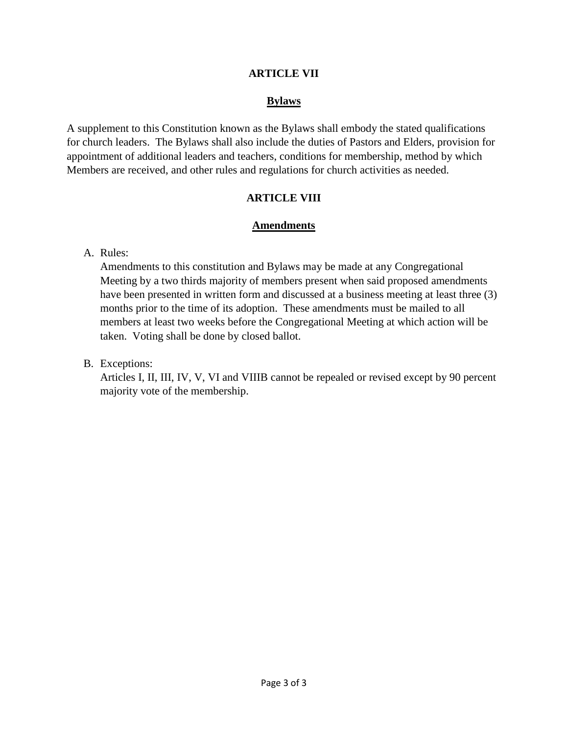## ARTICLE VII

### Bylaws

A supplement to this Constitution known as the Bylaws shall embody the stated qualifications for church leaders. The Bylaws shall also include the duties of Pastors and Elders, provision for appointment of additional leaders and teachers, conditions for membership, method by which Members are received, and other rules and regulations for church activities as needed.

## ARTICLE VIII

### Amendments

A. Rules:
   Amendments to this constitution and Bylaws may be made at any Congregational Meeting by a two thirds majority of members present when said proposed amendments have been presented in written form and discussed at a business meeting at least three (3) months prior to the time of its adoption. These amendments must be mailed to all members at least two weeks before the Congregational Meeting at which action will be taken. Voting shall be done by closed ballot.

B. Exceptions:
   Articles I, II, III, IV, V, VI and VIIIB cannot be repealed or revised except by 90 percent majority vote of the membership.